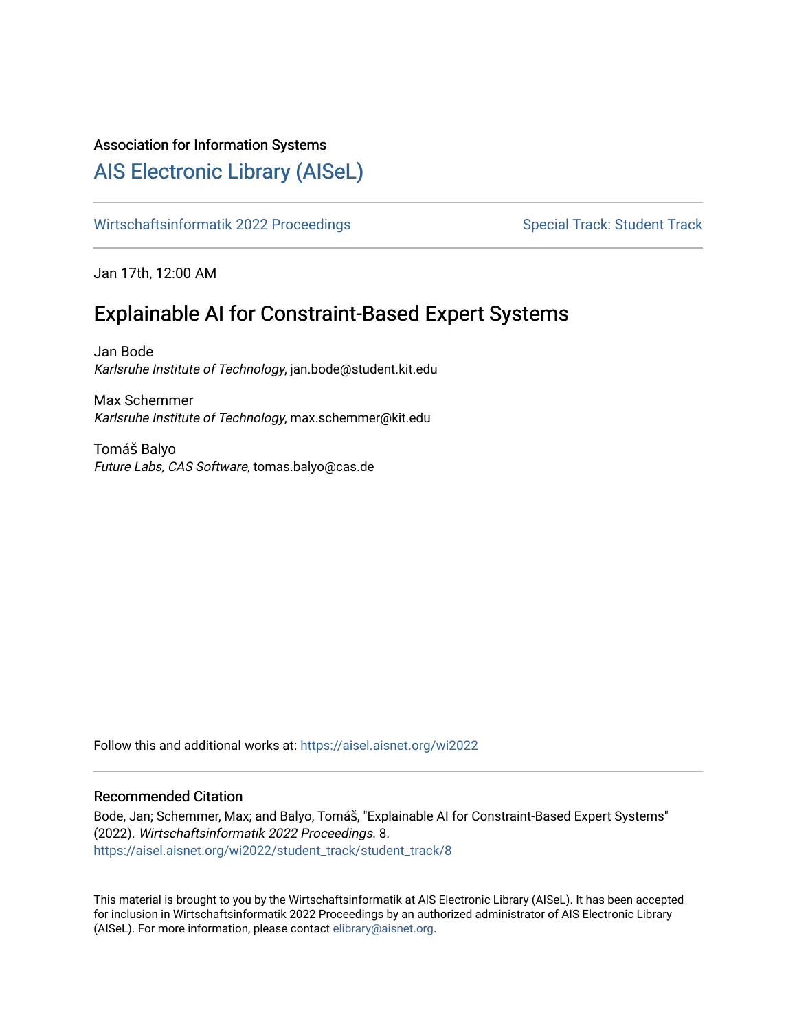Association for Information Systems

# AIS Electronic Library (AISeL)

Wirtschaftsinformatik 2022 Proceedings | Special Track: Student Track

Jan 17th, 12:00 AM

## Explainable AI for Constraint-Based Expert Systems

Jan Bode
*Karlsruhe Institute of Technology*, jan.bode@student.kit.edu

Max Schemmer
*Karlsruhe Institute of Technology*, max.schemmer@kit.edu

Tomáš Balyo
*Future Labs, CAS Software*, tomas.balyo@cas.de

Follow this and additional works at: https://aisel.aisnet.org/wi2022

### Recommended Citation

Bode, Jan; Schemmer, Max; and Balyo, Tomáš, "Explainable AI for Constraint-Based Expert Systems" (2022). *Wirtschaftsinformatik 2022 Proceedings*. 8.
https://aisel.aisnet.org/wi2022/student_track/student_track/8

This material is brought to you by the Wirtschaftsinformatik at AIS Electronic Library (AISeL). It has been accepted for inclusion in Wirtschaftsinformatik 2022 Proceedings by an authorized administrator of AIS Electronic Library (AISeL). For more information, please contact elibrary@aisnet.org.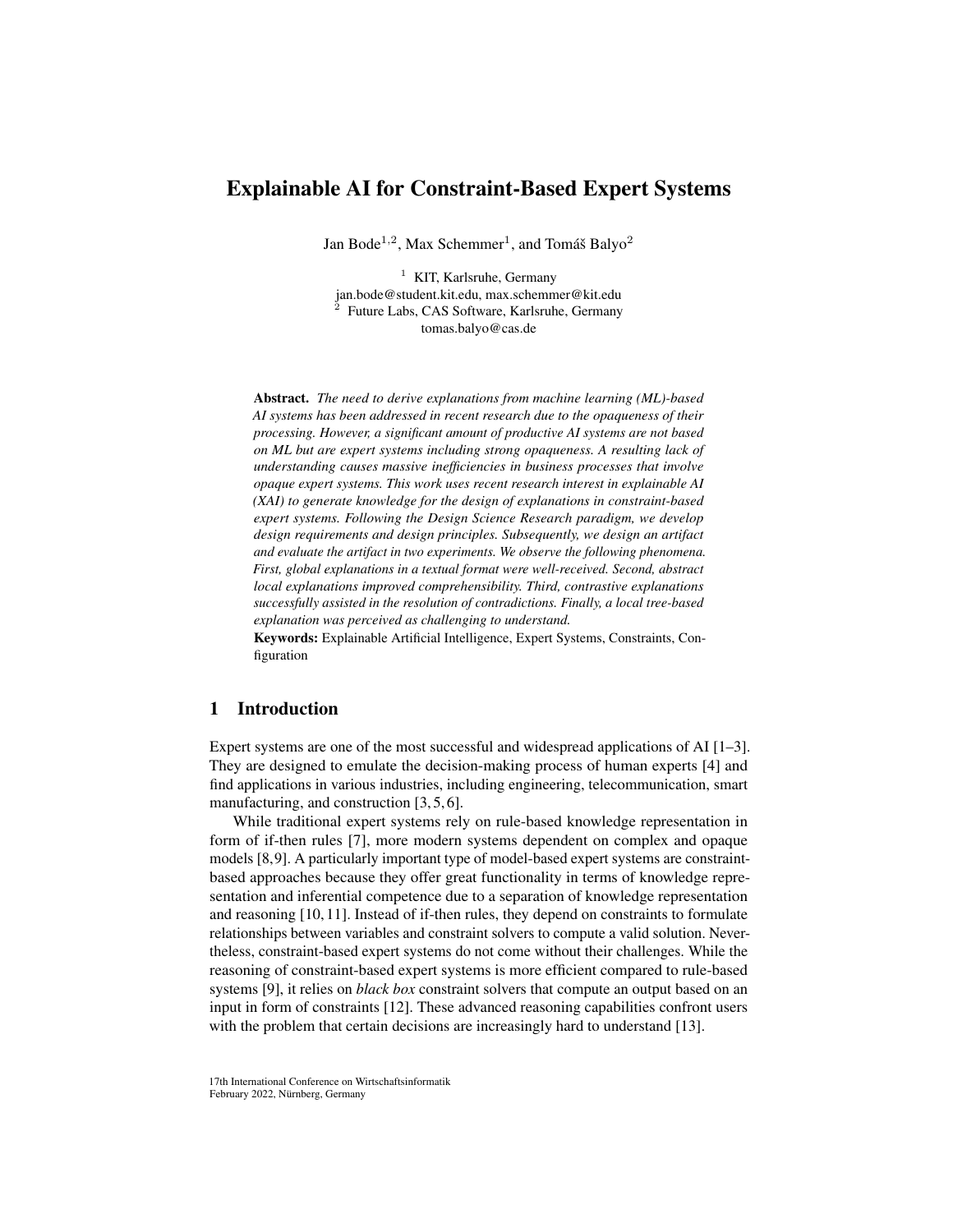# Explainable AI for Constraint-Based Expert Systems

Jan Bode[1,2], Max Schemmer[1], and Tomáš Balyo[2]

[1] KIT, Karlsruhe, Germany
jan.bode@student.kit.edu, max.schemmer@kit.edu
[2] Future Labs, CAS Software, Karlsruhe, Germany
tomas.balyo@cas.de

**Abstract.** *The need to derive explanations from machine learning (ML)-based AI systems has been addressed in recent research due to the opaqueness of their processing. However, a significant amount of productive AI systems are not based on ML but are expert systems including strong opaqueness. A resulting lack of understanding causes massive inefficiencies in business processes that involve opaque expert systems. This work uses recent research interest in explainable AI (XAI) to generate knowledge for the design of explanations in constraint-based expert systems. Following the Design Science Research paradigm, we develop design requirements and design principles. Subsequently, we design an artifact and evaluate the artifact in two experiments. We observe the following phenomena. First, global explanations in a textual format were well-received. Second, abstract local explanations improved comprehensibility. Third, contrastive explanations successfully assisted in the resolution of contradictions. Finally, a local tree-based explanation was perceived as challenging to understand.*

**Keywords:** Explainable Artificial Intelligence, Expert Systems, Constraints, Configuration

## 1 Introduction

Expert systems are one of the most successful and widespread applications of AI [1–3]. They are designed to emulate the decision-making process of human experts [4] and find applications in various industries, including engineering, telecommunication, smart manufacturing, and construction [3, 5, 6].

While traditional expert systems rely on rule-based knowledge representation in form of if-then rules [7], more modern systems dependent on complex and opaque models [8,9]. A particularly important type of model-based expert systems are constraint-based approaches because they offer great functionality in terms of knowledge representation and inferential competence due to a separation of knowledge representation and reasoning [10, 11]. Instead of if-then rules, they depend on constraints to formulate relationships between variables and constraint solvers to compute a valid solution. Nevertheless, constraint-based expert systems do not come without their challenges. While the reasoning of constraint-based expert systems is more efficient compared to rule-based systems [9], it relies on *black box* constraint solvers that compute an output based on an input in form of constraints [12]. These advanced reasoning capabilities confront users with the problem that certain decisions are increasingly hard to understand [13].

17th International Conference on Wirtschaftsinformatik
February 2022, Nürnberg, Germany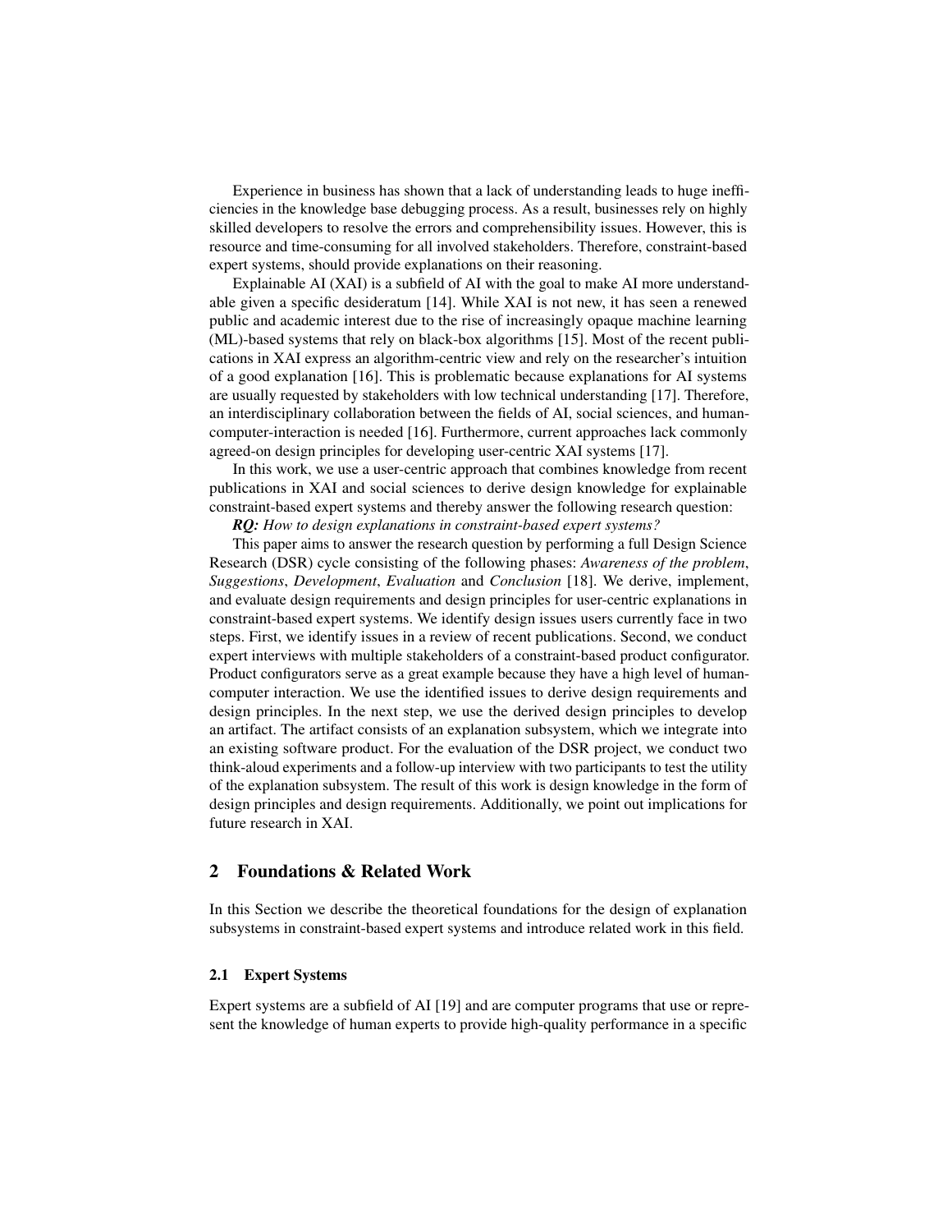Experience in business has shown that a lack of understanding leads to huge inefficiencies in the knowledge base debugging process. As a result, businesses rely on highly skilled developers to resolve the errors and comprehensibility issues. However, this is resource and time-consuming for all involved stakeholders. Therefore, constraint-based expert systems, should provide explanations on their reasoning.

Explainable AI (XAI) is a subfield of AI with the goal to make AI more understandable given a specific desideratum [14]. While XAI is not new, it has seen a renewed public and academic interest due to the rise of increasingly opaque machine learning (ML)-based systems that rely on black-box algorithms [15]. Most of the recent publications in XAI express an algorithm-centric view and rely on the researcher's intuition of a good explanation [16]. This is problematic because explanations for AI systems are usually requested by stakeholders with low technical understanding [17]. Therefore, an interdisciplinary collaboration between the fields of AI, social sciences, and human-computer-interaction is needed [16]. Furthermore, current approaches lack commonly agreed-on design principles for developing user-centric XAI systems [17].

In this work, we use a user-centric approach that combines knowledge from recent publications in XAI and social sciences to derive design knowledge for explainable constraint-based expert systems and thereby answer the following research question:

***RQ:*** *How to design explanations in constraint-based expert systems?*

This paper aims to answer the research question by performing a full Design Science Research (DSR) cycle consisting of the following phases: *Awareness of the problem*, *Suggestions*, *Development*, *Evaluation* and *Conclusion* [18]. We derive, implement, and evaluate design requirements and design principles for user-centric explanations in constraint-based expert systems. We identify design issues users currently face in two steps. First, we identify issues in a review of recent publications. Second, we conduct expert interviews with multiple stakeholders of a constraint-based product configurator. Product configurators serve as a great example because they have a high level of human-computer interaction. We use the identified issues to derive design requirements and design principles. In the next step, we use the derived design principles to develop an artifact. The artifact consists of an explanation subsystem, which we integrate into an existing software product. For the evaluation of the DSR project, we conduct two think-aloud experiments and a follow-up interview with two participants to test the utility of the explanation subsystem. The result of this work is design knowledge in the form of design principles and design requirements. Additionally, we point out implications for future research in XAI.

## 2 Foundations & Related Work

In this Section we describe the theoretical foundations for the design of explanation subsystems in constraint-based expert systems and introduce related work in this field.

### 2.1 Expert Systems

Expert systems are a subfield of AI [19] and are computer programs that use or represent the knowledge of human experts to provide high-quality performance in a specific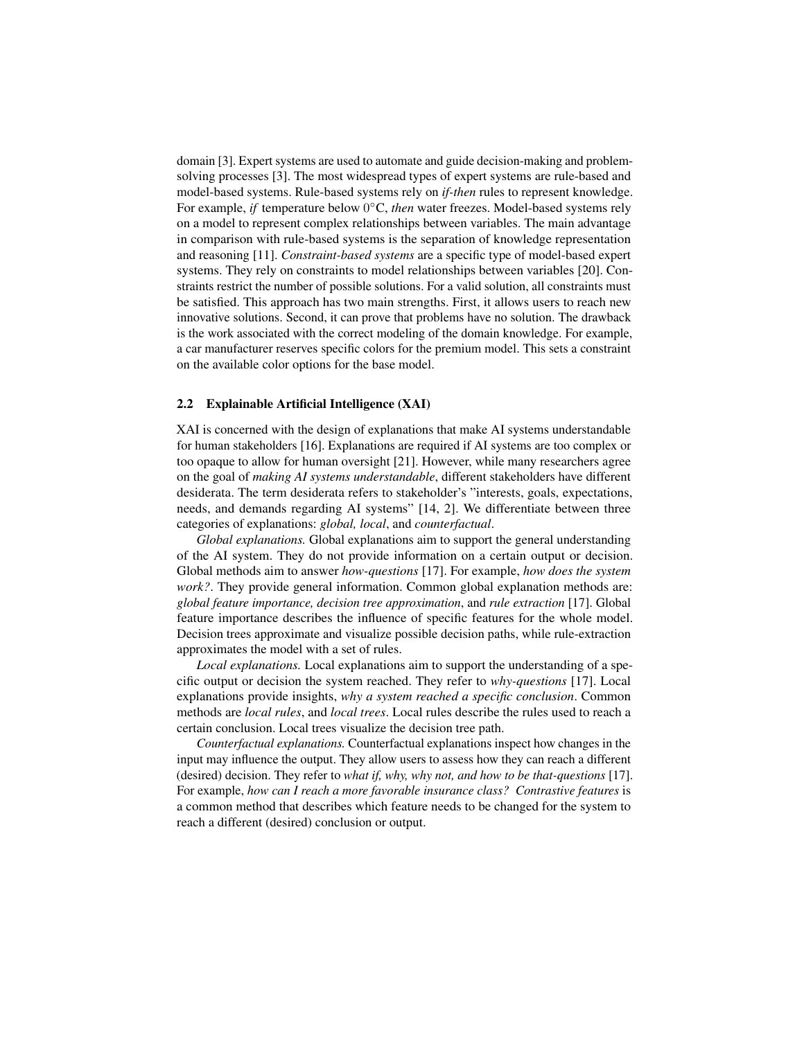domain [3]. Expert systems are used to automate and guide decision-making and problem-solving processes [3]. The most widespread types of expert systems are rule-based and model-based systems. Rule-based systems rely on *if-then* rules to represent knowledge. For example, *if* temperature below $0°C$, *then* water freezes. Model-based systems rely on a model to represent complex relationships between variables. The main advantage in comparison with rule-based systems is the separation of knowledge representation and reasoning [11]. *Constraint-based systems* are a specific type of model-based expert systems. They rely on constraints to model relationships between variables [20]. Constraints restrict the number of possible solutions. For a valid solution, all constraints must be satisfied. This approach has two main strengths. First, it allows users to reach new innovative solutions. Second, it can prove that problems have no solution. The drawback is the work associated with the correct modeling of the domain knowledge. For example, a car manufacturer reserves specific colors for the premium model. This sets a constraint on the available color options for the base model.

### 2.2 Explainable Artificial Intelligence (XAI)

XAI is concerned with the design of explanations that make AI systems understandable for human stakeholders [16]. Explanations are required if AI systems are too complex or too opaque to allow for human oversight [21]. However, while many researchers agree on the goal of *making AI systems understandable*, different stakeholders have different desiderata. The term desiderata refers to stakeholder's "interests, goals, expectations, needs, and demands regarding AI systems" [14, 2]. We differentiate between three categories of explanations: *global, local*, and *counterfactual*.

*Global explanations.* Global explanations aim to support the general understanding of the AI system. They do not provide information on a certain output or decision. Global methods aim to answer *how-questions* [17]. For example, *how does the system work?*. They provide general information. Common global explanation methods are: *global feature importance, decision tree approximation*, and *rule extraction* [17]. Global feature importance describes the influence of specific features for the whole model. Decision trees approximate and visualize possible decision paths, while rule-extraction approximates the model with a set of rules.

*Local explanations.* Local explanations aim to support the understanding of a specific output or decision the system reached. They refer to *why-questions* [17]. Local explanations provide insights, *why a system reached a specific conclusion*. Common methods are *local rules*, and *local trees*. Local rules describe the rules used to reach a certain conclusion. Local trees visualize the decision tree path.

*Counterfactual explanations.* Counterfactual explanations inspect how changes in the input may influence the output. They allow users to assess how they can reach a different (desired) decision. They refer to *what if, why, why not, and how to be that-questions* [17]. For example, *how can I reach a more favorable insurance class? Contrastive features* is a common method that describes which feature needs to be changed for the system to reach a different (desired) conclusion or output.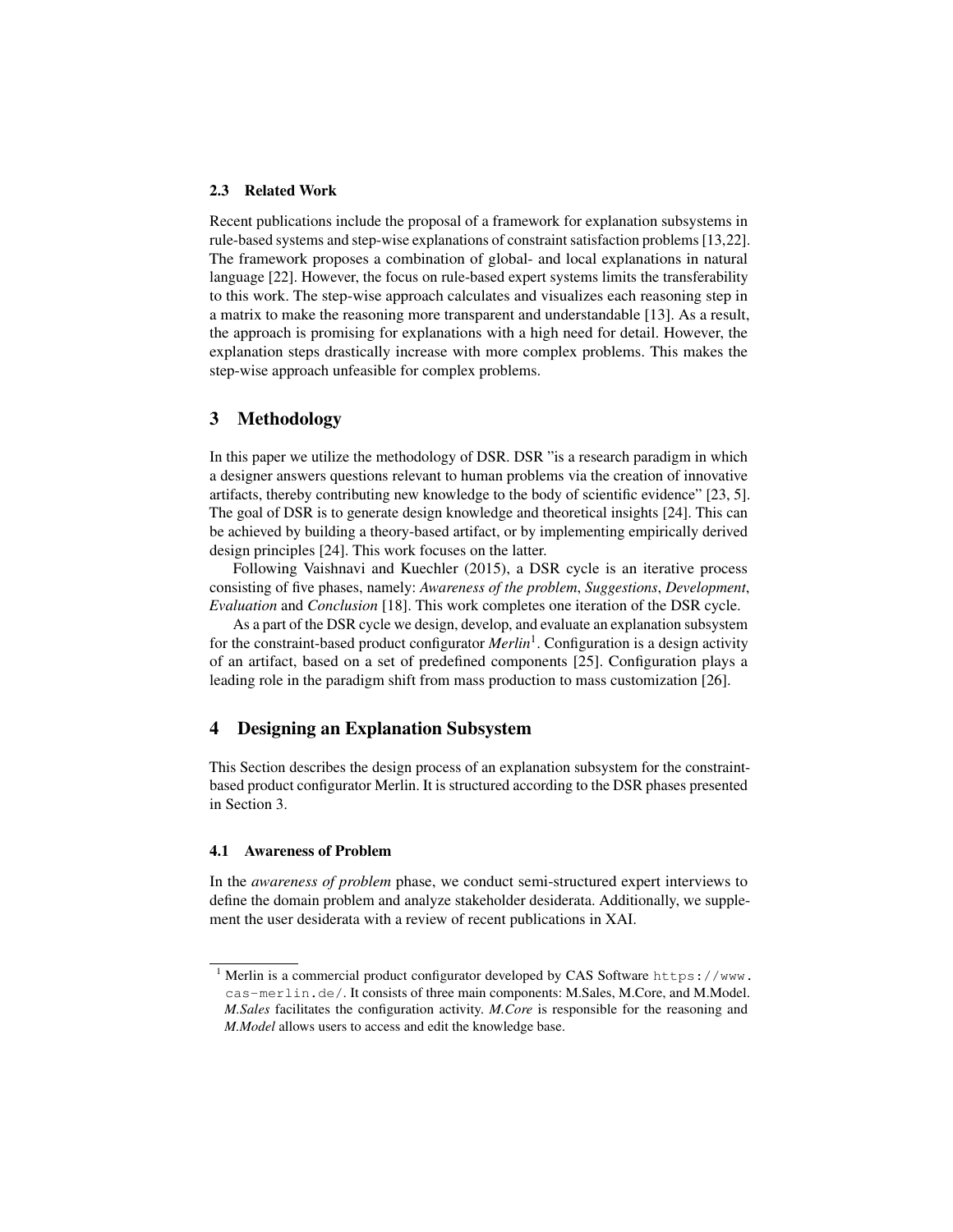### 2.3 Related Work

Recent publications include the proposal of a framework for explanation subsystems in rule-based systems and step-wise explanations of constraint satisfaction problems [13,22]. The framework proposes a combination of global- and local explanations in natural language [22]. However, the focus on rule-based expert systems limits the transferability to this work. The step-wise approach calculates and visualizes each reasoning step in a matrix to make the reasoning more transparent and understandable [13]. As a result, the approach is promising for explanations with a high need for detail. However, the explanation steps drastically increase with more complex problems. This makes the step-wise approach unfeasible for complex problems.

## 3 Methodology

In this paper we utilize the methodology of DSR. DSR "is a research paradigm in which a designer answers questions relevant to human problems via the creation of innovative artifacts, thereby contributing new knowledge to the body of scientific evidence" [23, 5]. The goal of DSR is to generate design knowledge and theoretical insights [24]. This can be achieved by building a theory-based artifact, or by implementing empirically derived design principles [24]. This work focuses on the latter.

Following Vaishnavi and Kuechler (2015), a DSR cycle is an iterative process consisting of five phases, namely: *Awareness of the problem*, *Suggestions*, *Development*, *Evaluation* and *Conclusion* [18]. This work completes one iteration of the DSR cycle.

As a part of the DSR cycle we design, develop, and evaluate an explanation subsystem for the constraint-based product configurator *Merlin*[1]. Configuration is a design activity of an artifact, based on a set of predefined components [25]. Configuration plays a leading role in the paradigm shift from mass production to mass customization [26].

## 4 Designing an Explanation Subsystem

This Section describes the design process of an explanation subsystem for the constraint-based product configurator Merlin. It is structured according to the DSR phases presented in Section 3.

### 4.1 Awareness of Problem

In the *awareness of problem* phase, we conduct semi-structured expert interviews to define the domain problem and analyze stakeholder desiderata. Additionally, we supplement the user desiderata with a review of recent publications in XAI.

[1] Merlin is a commercial product configurator developed by CAS Software `https://www.cas-merlin.de/`. It consists of three main components: M.Sales, M.Core, and M.Model. *M.Sales* facilitates the configuration activity. *M.Core* is responsible for the reasoning and *M.Model* allows users to access and edit the knowledge base.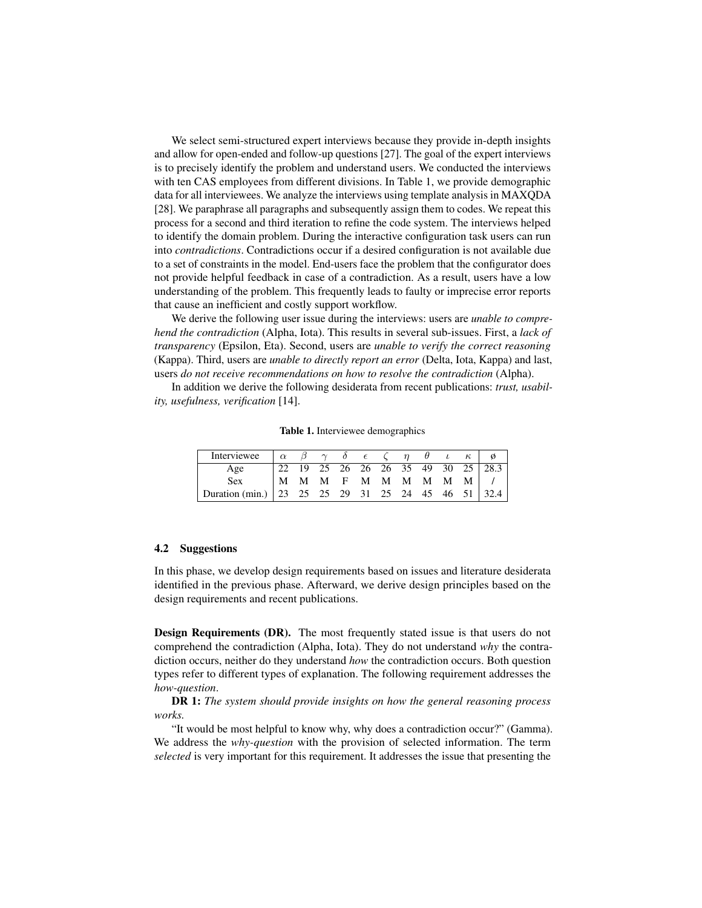We select semi-structured expert interviews because they provide in-depth insights and allow for open-ended and follow-up questions [27]. The goal of the expert interviews is to precisely identify the problem and understand users. We conducted the interviews with ten CAS employees from different divisions. In Table 1, we provide demographic data for all interviewees. We analyze the interviews using template analysis in MAXQDA [28]. We paraphrase all paragraphs and subsequently assign them to codes. We repeat this process for a second and third iteration to refine the code system. The interviews helped to identify the domain problem. During the interactive configuration task users can run into *contradictions*. Contradictions occur if a desired configuration is not available due to a set of constraints in the model. End-users face the problem that the configurator does not provide helpful feedback in case of a contradiction. As a result, users have a low understanding of the problem. This frequently leads to faulty or imprecise error reports that cause an inefficient and costly support workflow.

We derive the following user issue during the interviews: users are *unable to comprehend the contradiction* (Alpha, Iota). This results in several sub-issues. First, a *lack of transparency* (Epsilon, Eta). Second, users are *unable to verify the correct reasoning* (Kappa). Third, users are *unable to directly report an error* (Delta, Iota, Kappa) and last, users *do not receive recommendations on how to resolve the contradiction* (Alpha).

In addition we derive the following desiderata from recent publications: *trust, usability, usefulness, verification* [14].

**Table 1.** Interviewee demographics

| Interviewee | $\alpha$ | $\beta$ | $\gamma$ | $\delta$ | $\epsilon$ | $\zeta$ | $\eta$ | $\theta$ | $\iota$ | $\kappa$ | ø |
|---|---|---|---|---|---|---|---|---|---|---|---|
| Age | 22 | 19 | 25 | 26 | 26 | 26 | 35 | 49 | 30 | 25 | 28.3 |
| Sex | M | M | M | F | M | M | M | M | M | M | / |
| Duration (min.) | 23 | 25 | 25 | 29 | 31 | 25 | 24 | 45 | 46 | 51 | 32.4 |

### 4.2 Suggestions

In this phase, we develop design requirements based on issues and literature desiderata identified in the previous phase. Afterward, we derive design principles based on the design requirements and recent publications.

**Design Requirements (DR).** The most frequently stated issue is that users do not comprehend the contradiction (Alpha, Iota). They do not understand *why* the contradiction occurs, neither do they understand *how* the contradiction occurs. Both question types refer to different types of explanation. The following requirement addresses the *how-question*.

**DR 1:** *The system should provide insights on how the general reasoning process works.*

"It would be most helpful to know why, why does a contradiction occur?" (Gamma). We address the *why-question* with the provision of selected information. The term *selected* is very important for this requirement. It addresses the issue that presenting the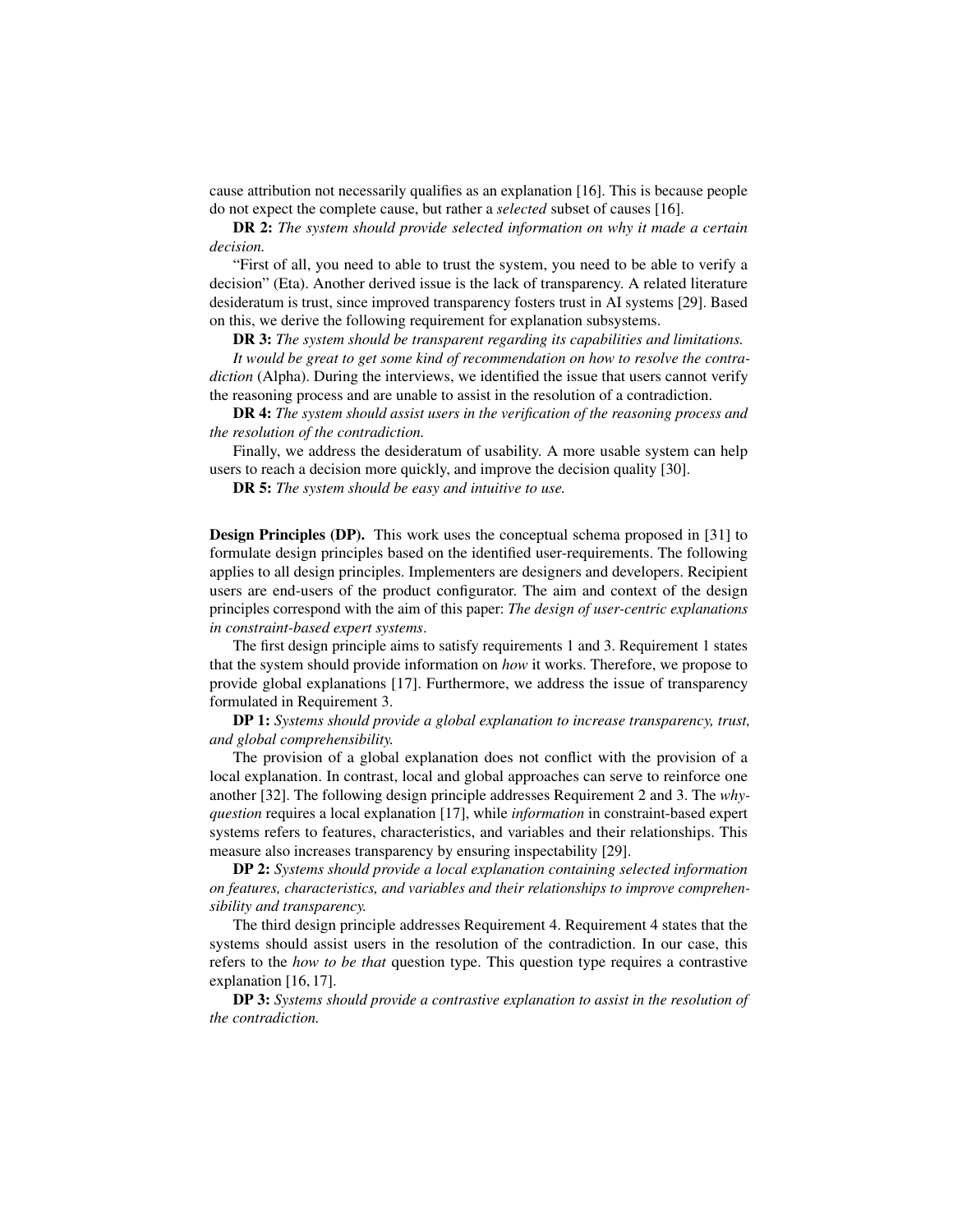cause attribution not necessarily qualifies as an explanation [16]. This is because people do not expect the complete cause, but rather a *selected* subset of causes [16].

**DR 2:** *The system should provide selected information on why it made a certain decision.*

"First of all, you need to able to trust the system, you need to be able to verify a decision" (Eta). Another derived issue is the lack of transparency. A related literature desideratum is trust, since improved transparency fosters trust in AI systems [29]. Based on this, we derive the following requirement for explanation subsystems.

**DR 3:** *The system should be transparent regarding its capabilities and limitations.*

*It would be great to get some kind of recommendation on how to resolve the contradiction* (Alpha). During the interviews, we identified the issue that users cannot verify the reasoning process and are unable to assist in the resolution of a contradiction.

**DR 4:** *The system should assist users in the verification of the reasoning process and the resolution of the contradiction.*

Finally, we address the desideratum of usability. A more usable system can help users to reach a decision more quickly, and improve the decision quality [30].

**DR 5:** *The system should be easy and intuitive to use.*

**Design Principles (DP).** This work uses the conceptual schema proposed in [31] to formulate design principles based on the identified user-requirements. The following applies to all design principles. Implementers are designers and developers. Recipient users are end-users of the product configurator. The aim and context of the design principles correspond with the aim of this paper: *The design of user-centric explanations in constraint-based expert systems*.

The first design principle aims to satisfy requirements 1 and 3. Requirement 1 states that the system should provide information on *how* it works. Therefore, we propose to provide global explanations [17]. Furthermore, we address the issue of transparency formulated in Requirement 3.

**DP 1:** *Systems should provide a global explanation to increase transparency, trust, and global comprehensibility.*

The provision of a global explanation does not conflict with the provision of a local explanation. In contrast, local and global approaches can serve to reinforce one another [32]. The following design principle addresses Requirement 2 and 3. The *why-question* requires a local explanation [17], while *information* in constraint-based expert systems refers to features, characteristics, and variables and their relationships. This measure also increases transparency by ensuring inspectability [29].

**DP 2:** *Systems should provide a local explanation containing selected information on features, characteristics, and variables and their relationships to improve comprehensibility and transparency.*

The third design principle addresses Requirement 4. Requirement 4 states that the systems should assist users in the resolution of the contradiction. In our case, this refers to the *how to be that* question type. This question type requires a contrastive explanation [16, 17].

**DP 3:** *Systems should provide a contrastive explanation to assist in the resolution of the contradiction.*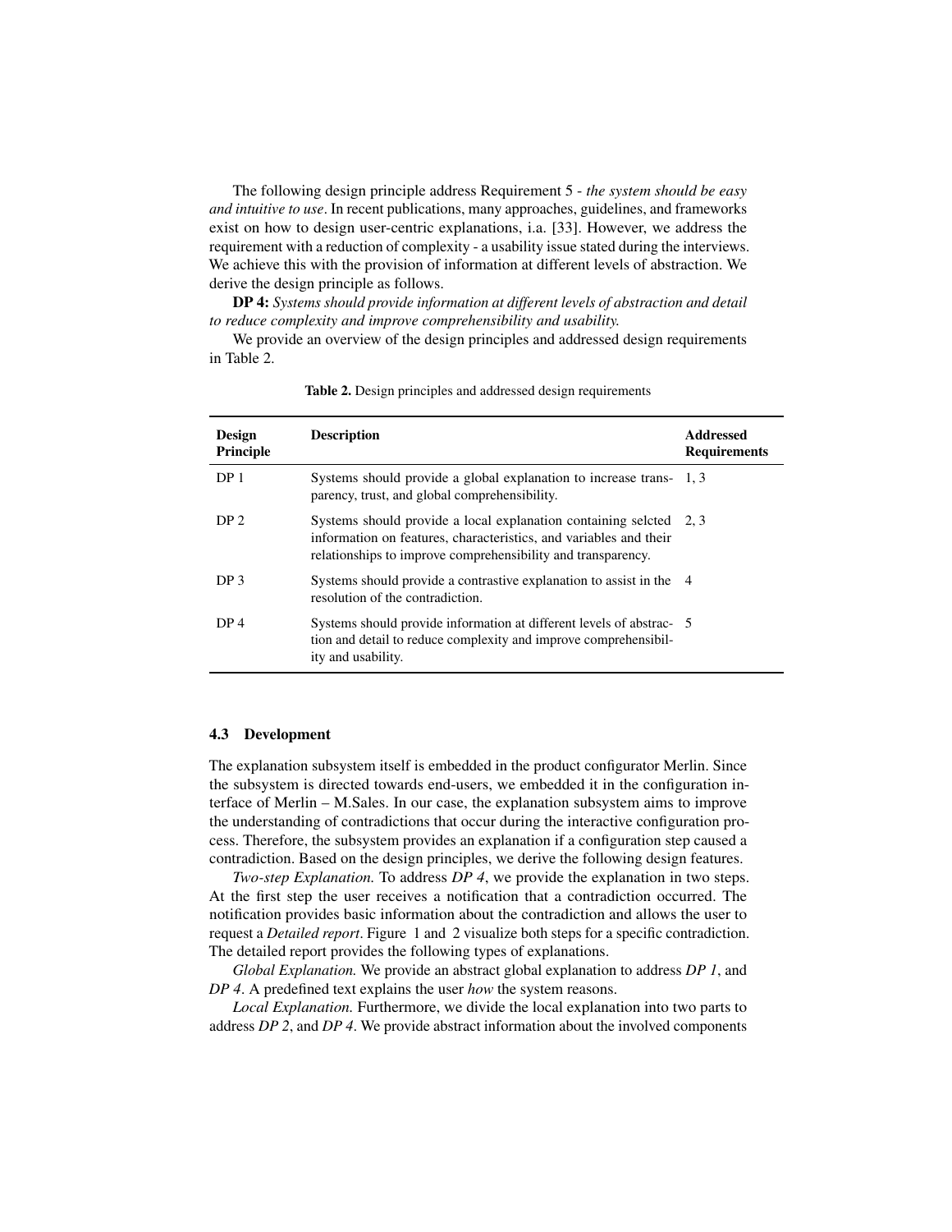The following design principle address Requirement 5 - *the system should be easy and intuitive to use*. In recent publications, many approaches, guidelines, and frameworks exist on how to design user-centric explanations, i.a. [33]. However, we address the requirement with a reduction of complexity - a usability issue stated during the interviews. We achieve this with the provision of information at different levels of abstraction. We derive the design principle as follows.

**DP 4:** *Systems should provide information at different levels of abstraction and detail to reduce complexity and improve comprehensibility and usability.*

We provide an overview of the design principles and addressed design requirements in Table 2.

**Table 2.** Design principles and addressed design requirements

| Design Principle | Description | Addressed Requirements |
|---|---|---|
| DP 1 | Systems should provide a global explanation to increase transparency, trust, and global comprehensibility. | 1, 3 |
| DP 2 | Systems should provide a local explanation containing selcted information on features, characteristics, and variables and their relationships to improve comprehensibility and transparency. | 2, 3 |
| DP 3 | Systems should provide a contrastive explanation to assist in the resolution of the contradiction. | 4 |
| DP 4 | Systems should provide information at different levels of abstraction and detail to reduce complexity and improve comprehensibility and usability. | 5 |

### 4.3 Development

The explanation subsystem itself is embedded in the product configurator Merlin. Since the subsystem is directed towards end-users, we embedded it in the configuration interface of Merlin – M.Sales. In our case, the explanation subsystem aims to improve the understanding of contradictions that occur during the interactive configuration process. Therefore, the subsystem provides an explanation if a configuration step caused a contradiction. Based on the design principles, we derive the following design features.

*Two-step Explanation.* To address *DP 4*, we provide the explanation in two steps. At the first step the user receives a notification that a contradiction occurred. The notification provides basic information about the contradiction and allows the user to request a *Detailed report*. Figure 1 and 2 visualize both steps for a specific contradiction. The detailed report provides the following types of explanations.

*Global Explanation.* We provide an abstract global explanation to address *DP 1*, and *DP 4*. A predefined text explains the user *how* the system reasons.

*Local Explanation.* Furthermore, we divide the local explanation into two parts to address *DP 2*, and *DP 4*. We provide abstract information about the involved components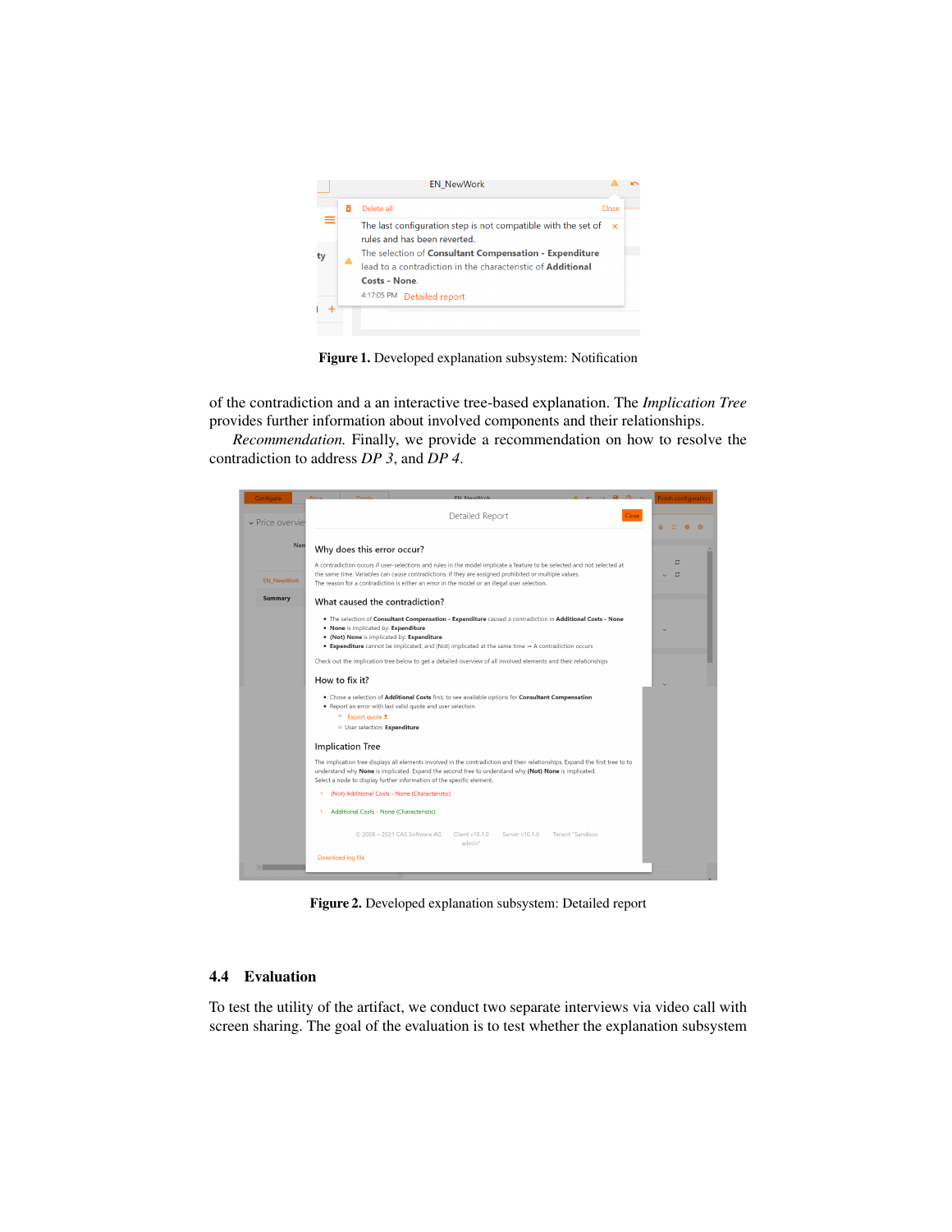**Figure 1.** Developed explanation subsystem: Notification

of the contradiction and a an interactive tree-based explanation. The *Implication Tree* provides further information about involved components and their relationships.

*Recommendation.* Finally, we provide a recommendation on how to resolve the contradiction to address *DP 3*, and *DP 4*.

**Figure 2.** Developed explanation subsystem: Detailed report

## 4.4 Evaluation

To test the utility of the artifact, we conduct two separate interviews via video call with screen sharing. The goal of the evaluation is to test whether the explanation subsystem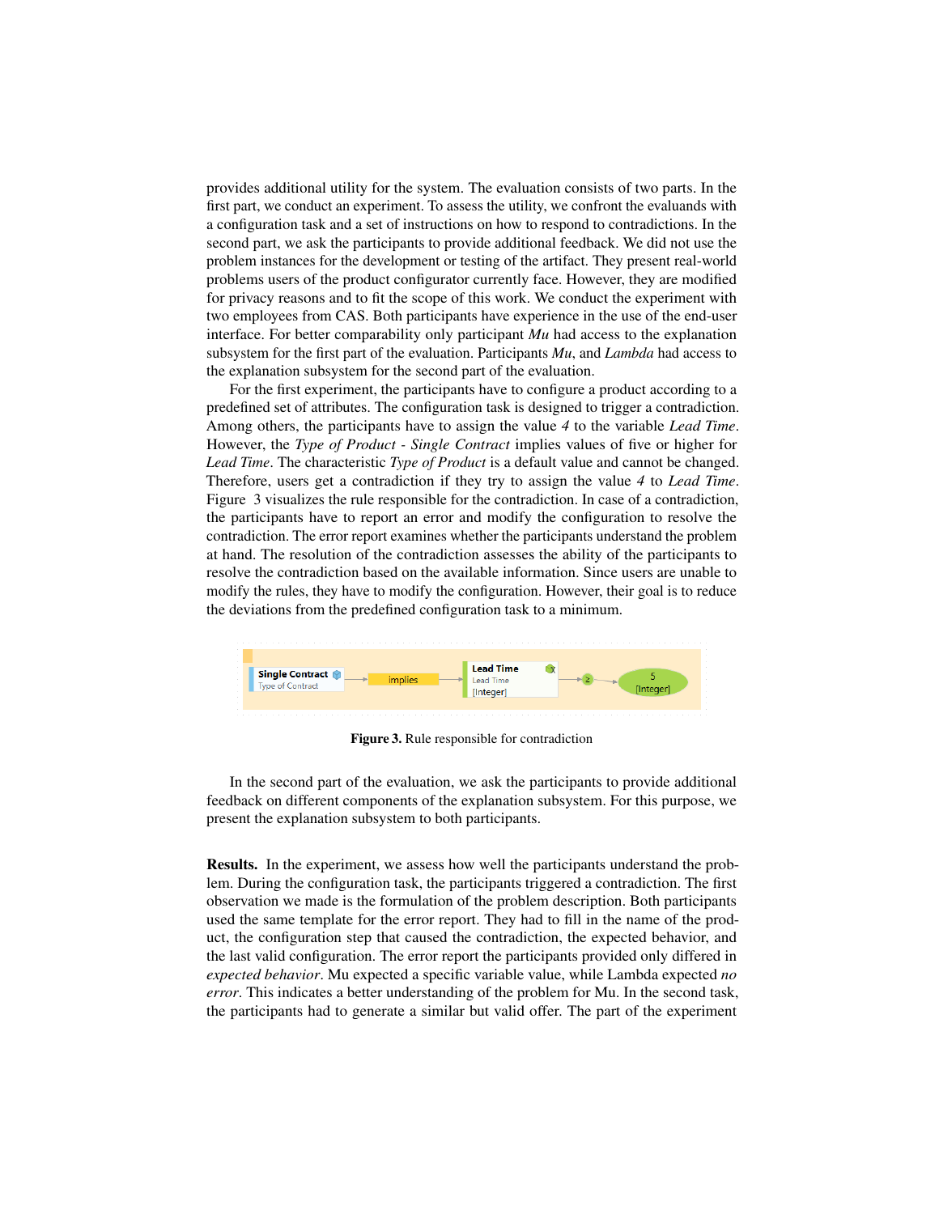provides additional utility for the system. The evaluation consists of two parts. In the first part, we conduct an experiment. To assess the utility, we confront the evaluands with a configuration task and a set of instructions on how to respond to contradictions. In the second part, we ask the participants to provide additional feedback. We did not use the problem instances for the development or testing of the artifact. They present real-world problems users of the product configurator currently face. However, they are modified for privacy reasons and to fit the scope of this work. We conduct the experiment with two employees from CAS. Both participants have experience in the use of the end-user interface. For better comparability only participant *Mu* had access to the explanation subsystem for the first part of the evaluation. Participants *Mu*, and *Lambda* had access to the explanation subsystem for the second part of the evaluation.

For the first experiment, the participants have to configure a product according to a predefined set of attributes. The configuration task is designed to trigger a contradiction. Among others, the participants have to assign the value *4* to the variable *Lead Time*. However, the *Type of Product - Single Contract* implies values of five or higher for *Lead Time*. The characteristic *Type of Product* is a default value and cannot be changed. Therefore, users get a contradiction if they try to assign the value *4* to *Lead Time*. Figure 3 visualizes the rule responsible for the contradiction. In case of a contradiction, the participants have to report an error and modify the configuration to resolve the contradiction. The error report examines whether the participants understand the problem at hand. The resolution of the contradiction assesses the ability of the participants to resolve the contradiction based on the available information. Since users are unable to modify the rules, they have to modify the configuration. However, their goal is to reduce the deviations from the predefined configuration task to a minimum.

Single Contract (Type of Contract) → implies → Lead Time (Lead Time, [Integer]) → ≥ → 5 [Integer]

**Figure 3.** Rule responsible for contradiction

In the second part of the evaluation, we ask the participants to provide additional feedback on different components of the explanation subsystem. For this purpose, we present the explanation subsystem to both participants.

**Results.** In the experiment, we assess how well the participants understand the problem. During the configuration task, the participants triggered a contradiction. The first observation we made is the formulation of the problem description. Both participants used the same template for the error report. They had to fill in the name of the product, the configuration step that caused the contradiction, the expected behavior, and the last valid configuration. The error report the participants provided only differed in *expected behavior*. Mu expected a specific variable value, while Lambda expected *no error*. This indicates a better understanding of the problem for Mu. In the second task, the participants had to generate a similar but valid offer. The part of the experiment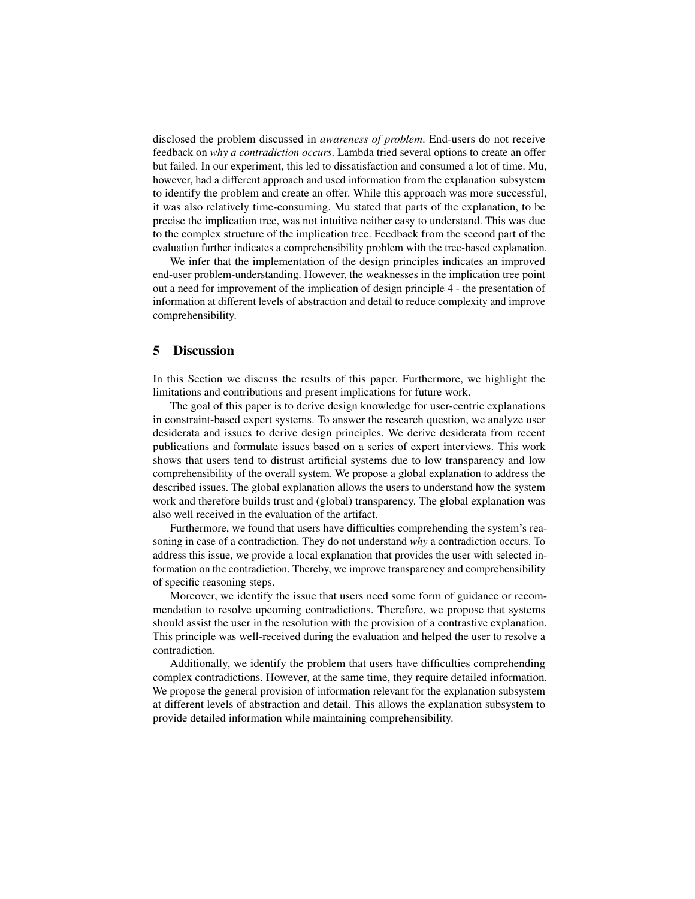disclosed the problem discussed in *awareness of problem*. End-users do not receive feedback on *why a contradiction occurs*. Lambda tried several options to create an offer but failed. In our experiment, this led to dissatisfaction and consumed a lot of time. Mu, however, had a different approach and used information from the explanation subsystem to identify the problem and create an offer. While this approach was more successful, it was also relatively time-consuming. Mu stated that parts of the explanation, to be precise the implication tree, was not intuitive neither easy to understand. This was due to the complex structure of the implication tree. Feedback from the second part of the evaluation further indicates a comprehensibility problem with the tree-based explanation.

We infer that the implementation of the design principles indicates an improved end-user problem-understanding. However, the weaknesses in the implication tree point out a need for improvement of the implication of design principle 4 - the presentation of information at different levels of abstraction and detail to reduce complexity and improve comprehensibility.

## 5 Discussion

In this Section we discuss the results of this paper. Furthermore, we highlight the limitations and contributions and present implications for future work.

The goal of this paper is to derive design knowledge for user-centric explanations in constraint-based expert systems. To answer the research question, we analyze user desiderata and issues to derive design principles. We derive desiderata from recent publications and formulate issues based on a series of expert interviews. This work shows that users tend to distrust artificial systems due to low transparency and low comprehensibility of the overall system. We propose a global explanation to address the described issues. The global explanation allows the users to understand how the system work and therefore builds trust and (global) transparency. The global explanation was also well received in the evaluation of the artifact.

Furthermore, we found that users have difficulties comprehending the system's reasoning in case of a contradiction. They do not understand *why* a contradiction occurs. To address this issue, we provide a local explanation that provides the user with selected information on the contradiction. Thereby, we improve transparency and comprehensibility of specific reasoning steps.

Moreover, we identify the issue that users need some form of guidance or recommendation to resolve upcoming contradictions. Therefore, we propose that systems should assist the user in the resolution with the provision of a contrastive explanation. This principle was well-received during the evaluation and helped the user to resolve a contradiction.

Additionally, we identify the problem that users have difficulties comprehending complex contradictions. However, at the same time, they require detailed information. We propose the general provision of information relevant for the explanation subsystem at different levels of abstraction and detail. This allows the explanation subsystem to provide detailed information while maintaining comprehensibility.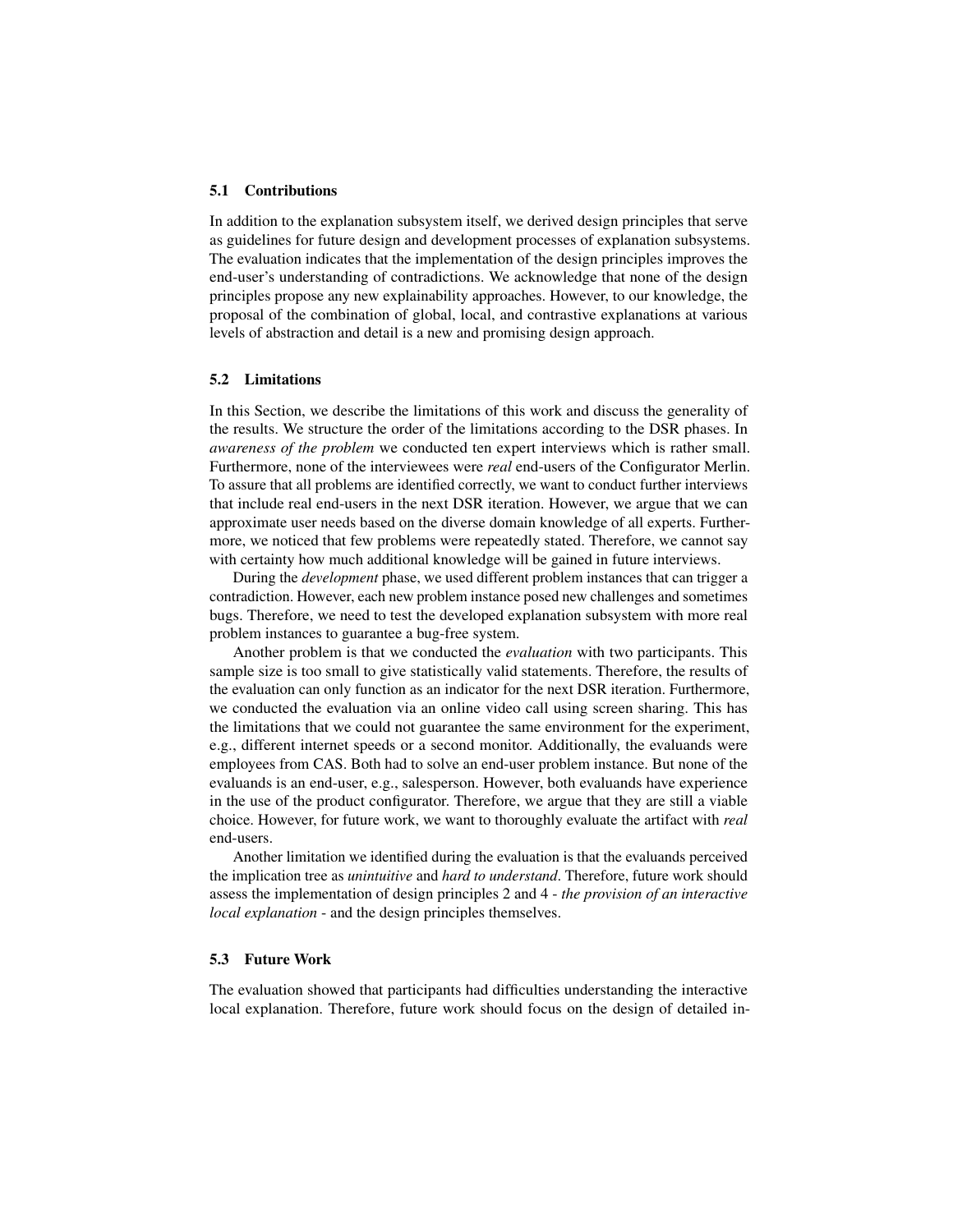### 5.1 Contributions

In addition to the explanation subsystem itself, we derived design principles that serve as guidelines for future design and development processes of explanation subsystems. The evaluation indicates that the implementation of the design principles improves the end-user's understanding of contradictions. We acknowledge that none of the design principles propose any new explainability approaches. However, to our knowledge, the proposal of the combination of global, local, and contrastive explanations at various levels of abstraction and detail is a new and promising design approach.

### 5.2 Limitations

In this Section, we describe the limitations of this work and discuss the generality of the results. We structure the order of the limitations according to the DSR phases. In *awareness of the problem* we conducted ten expert interviews which is rather small. Furthermore, none of the interviewees were *real* end-users of the Configurator Merlin. To assure that all problems are identified correctly, we want to conduct further interviews that include real end-users in the next DSR iteration. However, we argue that we can approximate user needs based on the diverse domain knowledge of all experts. Furthermore, we noticed that few problems were repeatedly stated. Therefore, we cannot say with certainty how much additional knowledge will be gained in future interviews.

During the *development* phase, we used different problem instances that can trigger a contradiction. However, each new problem instance posed new challenges and sometimes bugs. Therefore, we need to test the developed explanation subsystem with more real problem instances to guarantee a bug-free system.

Another problem is that we conducted the *evaluation* with two participants. This sample size is too small to give statistically valid statements. Therefore, the results of the evaluation can only function as an indicator for the next DSR iteration. Furthermore, we conducted the evaluation via an online video call using screen sharing. This has the limitations that we could not guarantee the same environment for the experiment, e.g., different internet speeds or a second monitor. Additionally, the evaluands were employees from CAS. Both had to solve an end-user problem instance. But none of the evaluands is an end-user, e.g., salesperson. However, both evaluands have experience in the use of the product configurator. Therefore, we argue that they are still a viable choice. However, for future work, we want to thoroughly evaluate the artifact with *real* end-users.

Another limitation we identified during the evaluation is that the evaluands perceived the implication tree as *unintuitive* and *hard to understand*. Therefore, future work should assess the implementation of design principles 2 and 4 - *the provision of an interactive local explanation* - and the design principles themselves.

### 5.3 Future Work

The evaluation showed that participants had difficulties understanding the interactive local explanation. Therefore, future work should focus on the design of detailed in-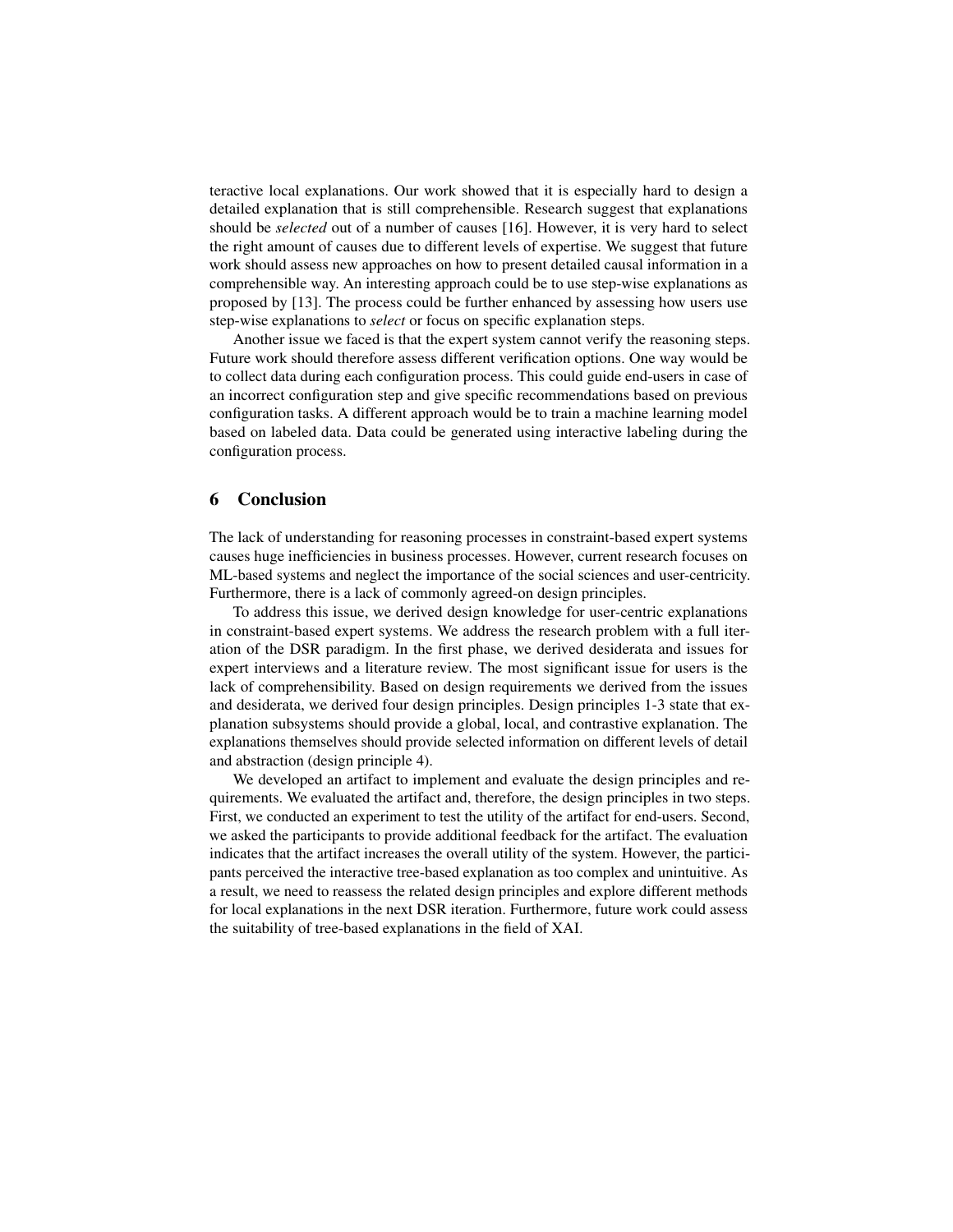teractive local explanations. Our work showed that it is especially hard to design a detailed explanation that is still comprehensible. Research suggest that explanations should be *selected* out of a number of causes [16]. However, it is very hard to select the right amount of causes due to different levels of expertise. We suggest that future work should assess new approaches on how to present detailed causal information in a comprehensible way. An interesting approach could be to use step-wise explanations as proposed by [13]. The process could be further enhanced by assessing how users use step-wise explanations to *select* or focus on specific explanation steps.

Another issue we faced is that the expert system cannot verify the reasoning steps. Future work should therefore assess different verification options. One way would be to collect data during each configuration process. This could guide end-users in case of an incorrect configuration step and give specific recommendations based on previous configuration tasks. A different approach would be to train a machine learning model based on labeled data. Data could be generated using interactive labeling during the configuration process.

## 6 Conclusion

The lack of understanding for reasoning processes in constraint-based expert systems causes huge inefficiencies in business processes. However, current research focuses on ML-based systems and neglect the importance of the social sciences and user-centricity. Furthermore, there is a lack of commonly agreed-on design principles.

To address this issue, we derived design knowledge for user-centric explanations in constraint-based expert systems. We address the research problem with a full iteration of the DSR paradigm. In the first phase, we derived desiderata and issues for expert interviews and a literature review. The most significant issue for users is the lack of comprehensibility. Based on design requirements we derived from the issues and desiderata, we derived four design principles. Design principles 1-3 state that explanation subsystems should provide a global, local, and contrastive explanation. The explanations themselves should provide selected information on different levels of detail and abstraction (design principle 4).

We developed an artifact to implement and evaluate the design principles and requirements. We evaluated the artifact and, therefore, the design principles in two steps. First, we conducted an experiment to test the utility of the artifact for end-users. Second, we asked the participants to provide additional feedback for the artifact. The evaluation indicates that the artifact increases the overall utility of the system. However, the participants perceived the interactive tree-based explanation as too complex and unintuitive. As a result, we need to reassess the related design principles and explore different methods for local explanations in the next DSR iteration. Furthermore, future work could assess the suitability of tree-based explanations in the field of XAI.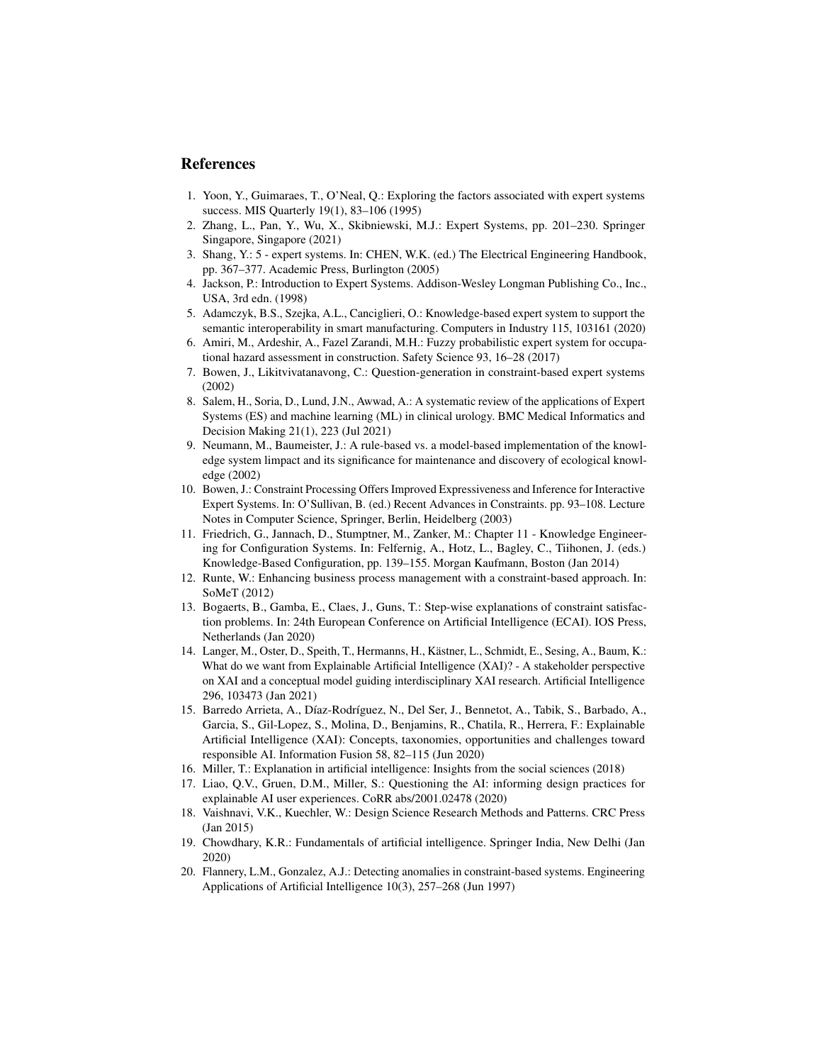## References

1. Yoon, Y., Guimaraes, T., O'Neal, Q.: Exploring the factors associated with expert systems success. MIS Quarterly 19(1), 83–106 (1995)
2. Zhang, L., Pan, Y., Wu, X., Skibniewski, M.J.: Expert Systems, pp. 201–230. Springer Singapore, Singapore (2021)
3. Shang, Y.: 5 - expert systems. In: CHEN, W.K. (ed.) The Electrical Engineering Handbook, pp. 367–377. Academic Press, Burlington (2005)
4. Jackson, P.: Introduction to Expert Systems. Addison-Wesley Longman Publishing Co., Inc., USA, 3rd edn. (1998)
5. Adamczyk, B.S., Szejka, A.L., Canciglieri, O.: Knowledge-based expert system to support the semantic interoperability in smart manufacturing. Computers in Industry 115, 103161 (2020)
6. Amiri, M., Ardeshir, A., Fazel Zarandi, M.H.: Fuzzy probabilistic expert system for occupational hazard assessment in construction. Safety Science 93, 16–28 (2017)
7. Bowen, J., Likitvivatanavong, C.: Question-generation in constraint-based expert systems (2002)
8. Salem, H., Soria, D., Lund, J.N., Awwad, A.: A systematic review of the applications of Expert Systems (ES) and machine learning (ML) in clinical urology. BMC Medical Informatics and Decision Making 21(1), 223 (Jul 2021)
9. Neumann, M., Baumeister, J.: A rule-based vs. a model-based implementation of the knowledge system limpact and its significance for maintenance and discovery of ecological knowledge (2002)
10. Bowen, J.: Constraint Processing Offers Improved Expressiveness and Inference for Interactive Expert Systems. In: O'Sullivan, B. (ed.) Recent Advances in Constraints. pp. 93–108. Lecture Notes in Computer Science, Springer, Berlin, Heidelberg (2003)
11. Friedrich, G., Jannach, D., Stumptner, M., Zanker, M.: Chapter 11 - Knowledge Engineering for Configuration Systems. In: Felfernig, A., Hotz, L., Bagley, C., Tiihonen, J. (eds.) Knowledge-Based Configuration, pp. 139–155. Morgan Kaufmann, Boston (Jan 2014)
12. Runte, W.: Enhancing business process management with a constraint-based approach. In: SoMeT (2012)
13. Bogaerts, B., Gamba, E., Claes, J., Guns, T.: Step-wise explanations of constraint satisfaction problems. In: 24th European Conference on Artificial Intelligence (ECAI). IOS Press, Netherlands (Jan 2020)
14. Langer, M., Oster, D., Speith, T., Hermanns, H., Kästner, L., Schmidt, E., Sesing, A., Baum, K.: What do we want from Explainable Artificial Intelligence (XAI)? - A stakeholder perspective on XAI and a conceptual model guiding interdisciplinary XAI research. Artificial Intelligence 296, 103473 (Jan 2021)
15. Barredo Arrieta, A., Díaz-Rodríguez, N., Del Ser, J., Bennetot, A., Tabik, S., Barbado, A., Garcia, S., Gil-Lopez, S., Molina, D., Benjamins, R., Chatila, R., Herrera, F.: Explainable Artificial Intelligence (XAI): Concepts, taxonomies, opportunities and challenges toward responsible AI. Information Fusion 58, 82–115 (Jun 2020)
16. Miller, T.: Explanation in artificial intelligence: Insights from the social sciences (2018)
17. Liao, Q.V., Gruen, D.M., Miller, S.: Questioning the AI: informing design practices for explainable AI user experiences. CoRR abs/2001.02478 (2020)
18. Vaishnavi, V.K., Kuechler, W.: Design Science Research Methods and Patterns. CRC Press (Jan 2015)
19. Chowdhary, K.R.: Fundamentals of artificial intelligence. Springer India, New Delhi (Jan 2020)
20. Flannery, L.M., Gonzalez, A.J.: Detecting anomalies in constraint-based systems. Engineering Applications of Artificial Intelligence 10(3), 257–268 (Jun 1997)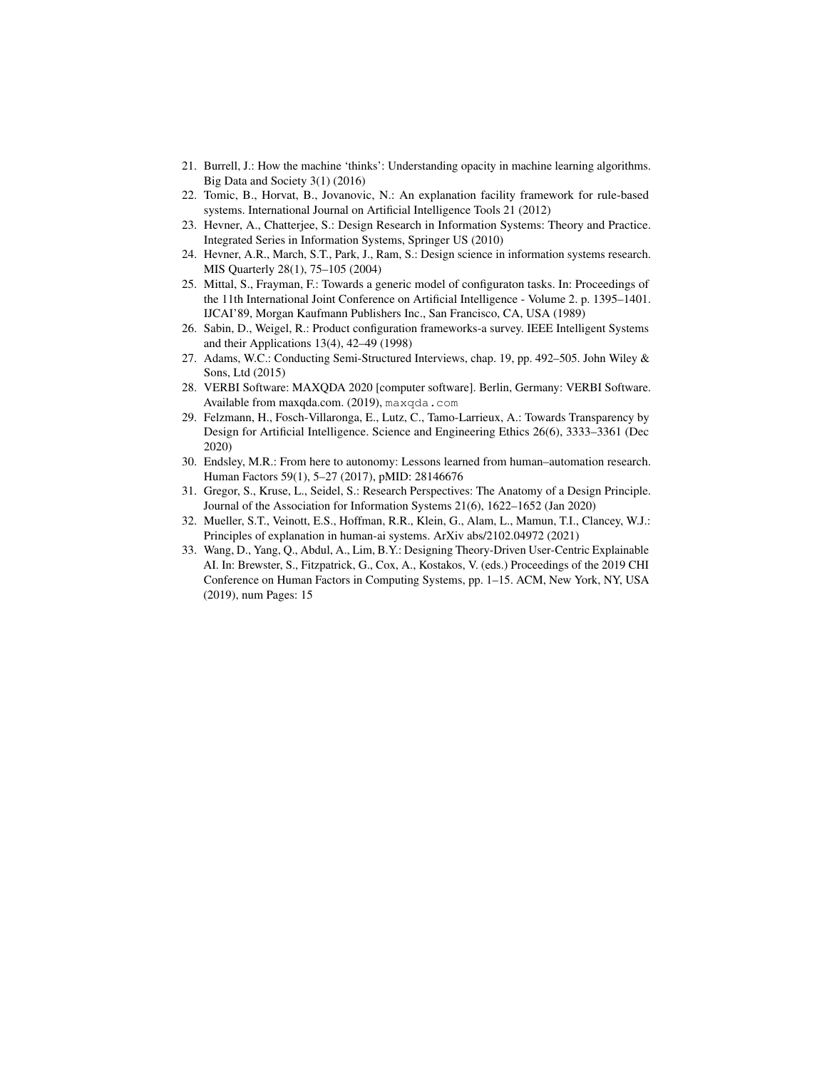21. Burrell, J.: How the machine 'thinks': Understanding opacity in machine learning algorithms. Big Data and Society 3(1) (2016)
22. Tomic, B., Horvat, B., Jovanovic, N.: An explanation facility framework for rule-based systems. International Journal on Artificial Intelligence Tools 21 (2012)
23. Hevner, A., Chatterjee, S.: Design Research in Information Systems: Theory and Practice. Integrated Series in Information Systems, Springer US (2010)
24. Hevner, A.R., March, S.T., Park, J., Ram, S.: Design science in information systems research. MIS Quarterly 28(1), 75–105 (2004)
25. Mittal, S., Frayman, F.: Towards a generic model of configuraton tasks. In: Proceedings of the 11th International Joint Conference on Artificial Intelligence - Volume 2. p. 1395–1401. IJCAI'89, Morgan Kaufmann Publishers Inc., San Francisco, CA, USA (1989)
26. Sabin, D., Weigel, R.: Product configuration frameworks-a survey. IEEE Intelligent Systems and their Applications 13(4), 42–49 (1998)
27. Adams, W.C.: Conducting Semi-Structured Interviews, chap. 19, pp. 492–505. John Wiley & Sons, Ltd (2015)
28. VERBI Software: MAXQDA 2020 [computer software]. Berlin, Germany: VERBI Software. Available from maxqda.com. (2019), `maxqda.com`
29. Felzmann, H., Fosch-Villaronga, E., Lutz, C., Tamo-Larrieux, A.: Towards Transparency by Design for Artificial Intelligence. Science and Engineering Ethics 26(6), 3333–3361 (Dec 2020)
30. Endsley, M.R.: From here to autonomy: Lessons learned from human–automation research. Human Factors 59(1), 5–27 (2017), pMID: 28146676
31. Gregor, S., Kruse, L., Seidel, S.: Research Perspectives: The Anatomy of a Design Principle. Journal of the Association for Information Systems 21(6), 1622–1652 (Jan 2020)
32. Mueller, S.T., Veinott, E.S., Hoffman, R.R., Klein, G., Alam, L., Mamun, T.I., Clancey, W.J.: Principles of explanation in human-ai systems. ArXiv abs/2102.04972 (2021)
33. Wang, D., Yang, Q., Abdul, A., Lim, B.Y.: Designing Theory-Driven User-Centric Explainable AI. In: Brewster, S., Fitzpatrick, G., Cox, A., Kostakos, V. (eds.) Proceedings of the 2019 CHI Conference on Human Factors in Computing Systems, pp. 1–15. ACM, New York, NY, USA (2019), num Pages: 15